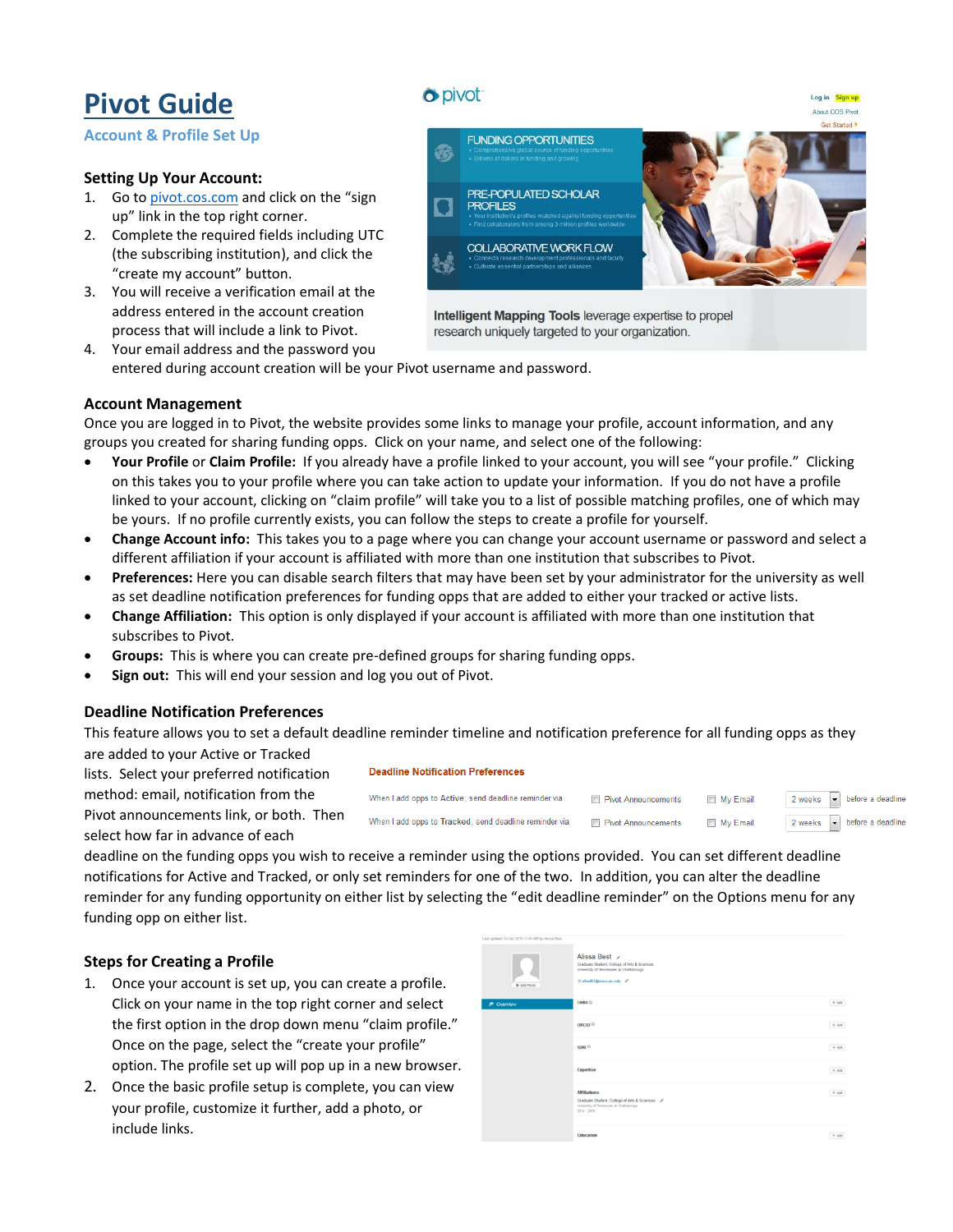# Pivot Guide

## Account & Profile Set Up

### Setting Up Your Account:

1. Go to pivot.cos.com and click on the "sign up" link in the top right corner.
2. Complete the required fields including UTC (the subscribing institution), and click the "create my account" button.
3. You will receive a verification email at the address entered in the account creation process that will include a link to Pivot.
4. Your email address and the password you entered during account creation will be your Pivot username and password.

### Account Management

Once you are logged in to Pivot, the website provides some links to manage your profile, account information, and any groups you created for sharing funding opps. Click on your name, and select one of the following:

- **Your Profile** or **Claim Profile:** If you already have a profile linked to your account, you will see "your profile." Clicking on this takes you to your profile where you can take action to update your information. If you do not have a profile linked to your account, clicking on "claim profile" will take you to a list of possible matching profiles, one of which may be yours. If no profile currently exists, you can follow the steps to create a profile for yourself.
- **Change Account info:** This takes you to a page where you can change your account username or password and select a different affiliation if your account is affiliated with more than one institution that subscribes to Pivot.
- **Preferences:** Here you can disable search filters that may have been set by your administrator for the university as well as set deadline notification preferences for funding opps that are added to either your tracked or active lists.
- **Change Affiliation:** This option is only displayed if your account is affiliated with more than one institution that subscribes to Pivot.
- **Groups:** This is where you can create pre-defined groups for sharing funding opps.
- **Sign out:** This will end your session and log you out of Pivot.

### Deadline Notification Preferences

This feature allows you to set a default deadline reminder timeline and notification preference for all funding opps as they are added to your Active or Tracked lists. Select your preferred notification method: email, notification from the Pivot announcements link, or both. Then select how far in advance of each deadline on the funding opps you wish to receive a reminder using the options provided. You can set different deadline notifications for Active and Tracked, or only set reminders for one of the two. In addition, you can alter the deadline reminder for any funding opportunity on either list by selecting the "edit deadline reminder" on the Options menu for any funding opp on either list.

### Steps for Creating a Profile

1. Once your account is set up, you can create a profile. Click on your name in the top right corner and select the first option in the drop down menu "claim profile." Once on the page, select the "create your profile" option. The profile set up will pop up in a new browser.
2. Once the basic profile setup is complete, you can view your profile, customize it further, add a photo, or include links.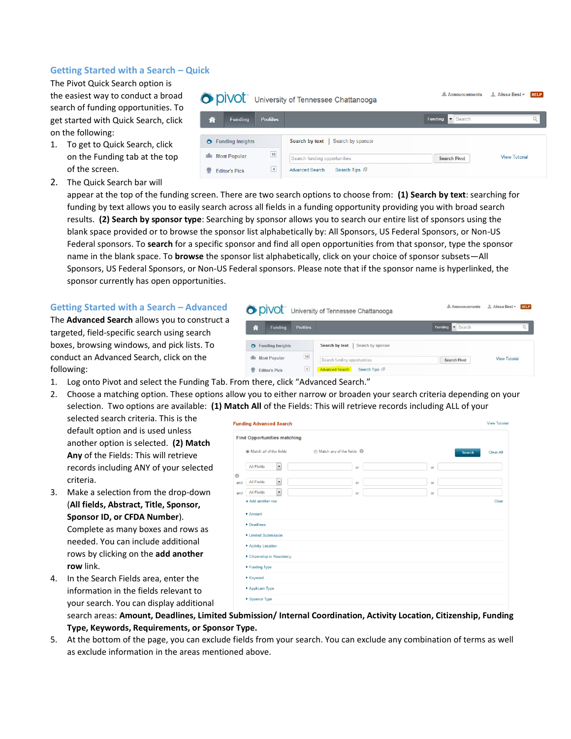## Getting Started with a Search – Quick

The Pivot Quick Search option is the easiest way to conduct a broad search of funding opportunities. To get started with Quick Search, click on the following:

1. To get to Quick Search, click on the Funding tab at the top of the screen.
2. The Quick Search bar will appear at the top of the funding screen. There are two search options to choose from: **(1) Search by text**: searching for funding by text allows you to easily search across all fields in a funding opportunity providing you with broad search results. **(2) Search by sponsor type**: Searching by sponsor allows you to search our entire list of sponsors using the blank space provided or to browse the sponsor list alphabetically by: All Sponsors, US Federal Sponsors, or Non-US Federal sponsors. To **search** for a specific sponsor and find all open opportunities from that sponsor, type the sponsor name in the blank space. To **browse** the sponsor list alphabetically, click on your choice of sponsor subsets—All Sponsors, US Federal Sponsors, or Non-US Federal sponsors. Please note that if the sponsor name is hyperlinked, the sponsor currently has open opportunities.

## Getting Started with a Search – Advanced

The **Advanced Search** allows you to construct a targeted, field-specific search using search boxes, browsing windows, and pick lists. To conduct an Advanced Search, click on the following:

1. Log onto Pivot and select the Funding Tab. From there, click "Advanced Search."
2. Choose a matching option. These options allow you to either narrow or broaden your search criteria depending on your selection. Two options are available: **(1) Match All** of the Fields: This will retrieve records including ALL of your selected search criteria. This is the default option and is used unless another option is selected. **(2) Match Any** of the Fields: This will retrieve records including ANY of your selected criteria.
3. Make a selection from the drop-down (**All fields, Abstract, Title, Sponsor, Sponsor ID, or CFDA Number**). Complete as many boxes and rows as needed. You can include additional rows by clicking on the **add another row** link.
4. In the Search Fields area, enter the information in the fields relevant to your search. You can display additional search areas: **Amount, Deadlines, Limited Submission/ Internal Coordination, Activity Location, Citizenship, Funding Type, Keywords, Requirements, or Sponsor Type.**
5. At the bottom of the page, you can exclude fields from your search. You can exclude any combination of terms as well as exclude information in the areas mentioned above.